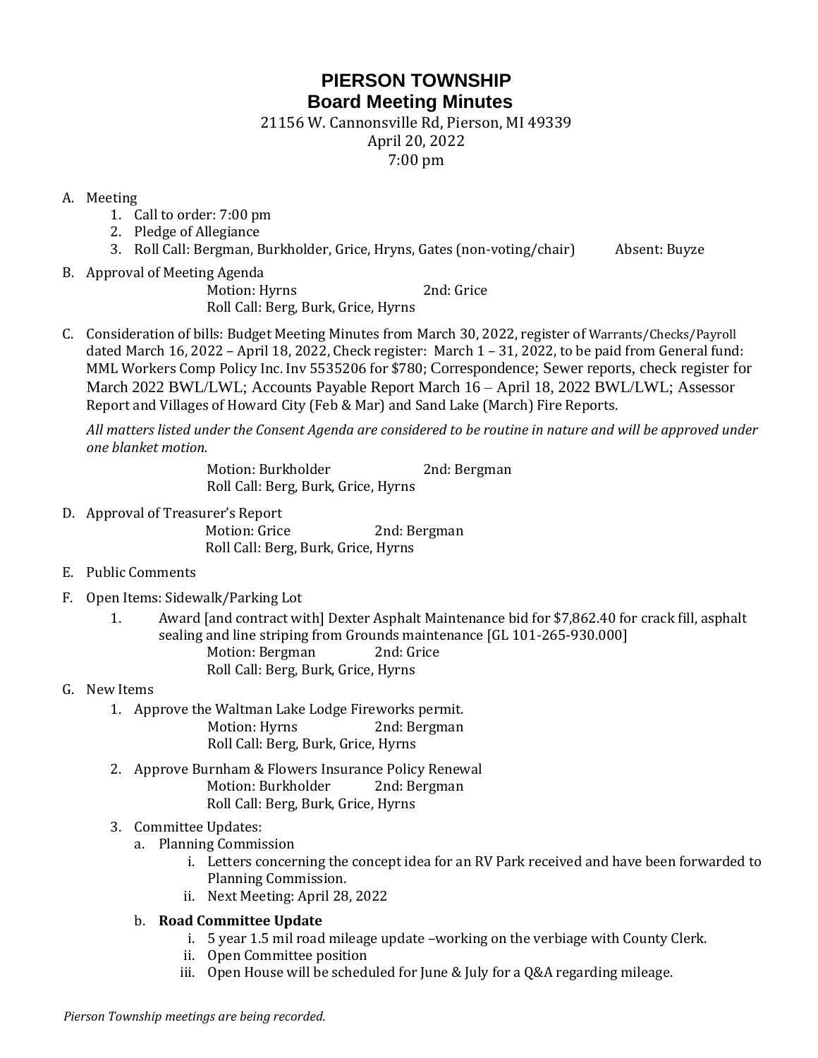# PIERSON TOWNSHIP
## Board Meeting Minutes

21156 W. Cannonsville Rd, Pierson, MI 49339
April 20, 2022
7:00 pm

A. Meeting
   1. Call to order: 7:00 pm
   2. Pledge of Allegiance
   3. Roll Call: Bergman, Burkholder, Grice, Hryns, Gates (non-voting/chair) Absent: Buyze

B. Approval of Meeting Agenda
   Motion: Hyrns 2nd: Grice
   Roll Call: Berg, Burk, Grice, Hyrns

C. Consideration of bills: Budget Meeting Minutes from March 30, 2022, register of Warrants/Checks/Payroll dated March 16, 2022 – April 18, 2022, Check register: March 1 – 31, 2022, to be paid from General fund: MML Workers Comp Policy Inc. Inv 5535206 for $780; Correspondence; Sewer reports, check register for March 2022 BWL/LWL; Accounts Payable Report March 16 – April 18, 2022 BWL/LWL; Assessor Report and Villages of Howard City (Feb & Mar) and Sand Lake (March) Fire Reports.

   *All matters listed under the Consent Agenda are considered to be routine in nature and will be approved under one blanket motion.*

   Motion: Burkholder 2nd: Bergman
   Roll Call: Berg, Burk, Grice, Hyrns

D. Approval of Treasurer's Report
   Motion: Grice 2nd: Bergman
   Roll Call: Berg, Burk, Grice, Hyrns

E. Public Comments

F. Open Items: Sidewalk/Parking Lot
   1. Award [and contract with] Dexter Asphalt Maintenance bid for $7,862.40 for crack fill, asphalt sealing and line striping from Grounds maintenance [GL 101-265-930.000]
      Motion: Bergman 2nd: Grice
      Roll Call: Berg, Burk, Grice, Hyrns

G. New Items
   1. Approve the Waltman Lake Lodge Fireworks permit.
      Motion: Hyrns 2nd: Bergman
      Roll Call: Berg, Burk, Grice, Hyrns
   2. Approve Burnham & Flowers Insurance Policy Renewal
      Motion: Burkholder 2nd: Bergman
      Roll Call: Berg, Burk, Grice, Hyrns
   3. Committee Updates:
      a. Planning Commission
         i. Letters concerning the concept idea for an RV Park received and have been forwarded to Planning Commission.
         ii. Next Meeting: April 28, 2022
      b. **Road Committee Update**
         i. 5 year 1.5 mil road mileage update –working on the verbiage with County Clerk.
         ii. Open Committee position
         iii. Open House will be scheduled for June & July for a Q&A regarding mileage.

*Pierson Township meetings are being recorded.*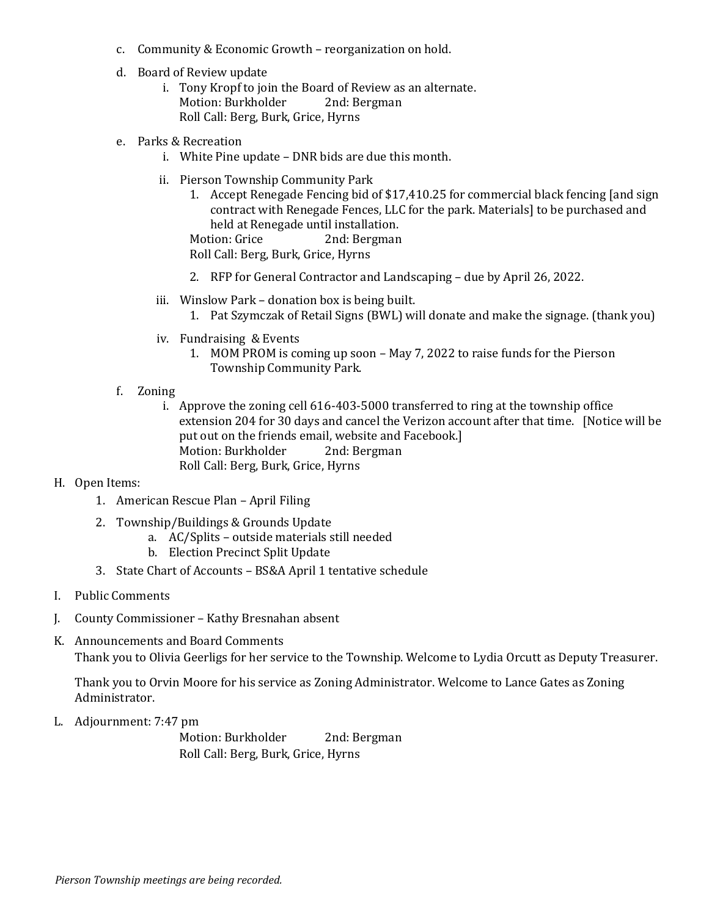c. Community & Economic Growth – reorganization on hold.

d. Board of Review update

   i. Tony Kropf to join the Board of Review as an alternate.
      Motion: Burkholder 2nd: Bergman
      Roll Call: Berg, Burk, Grice, Hyrns

e. Parks & Recreation

   i. White Pine update – DNR bids are due this month.

   ii. Pierson Township Community Park

      1. Accept Renegade Fencing bid of $17,410.25 for commercial black fencing [and sign contract with Renegade Fences, LLC for the park. Materials] to be purchased and held at Renegade until installation.
         Motion: Grice 2nd: Bergman
         Roll Call: Berg, Burk, Grice, Hyrns

      2. RFP for General Contractor and Landscaping – due by April 26, 2022.

   iii. Winslow Park – donation box is being built.

      1. Pat Szymczak of Retail Signs (BWL) will donate and make the signage. (thank you)

   iv. Fundraising & Events

      1. MOM PROM is coming up soon – May 7, 2022 to raise funds for the Pierson Township Community Park.

f. Zoning

   i. Approve the zoning cell 616-403-5000 transferred to ring at the township office extension 204 for 30 days and cancel the Verizon account after that time. [Notice will be put out on the friends email, website and Facebook.]
      Motion: Burkholder 2nd: Bergman
      Roll Call: Berg, Burk, Grice, Hyrns

H. Open Items:

   1. American Rescue Plan – April Filing
   2. Township/Buildings & Grounds Update
      a. AC/Splits – outside materials still needed
      b. Election Precinct Split Update
   3. State Chart of Accounts – BS&A April 1 tentative schedule

I. Public Comments

J. County Commissioner – Kathy Bresnahan absent

K. Announcements and Board Comments
   Thank you to Olivia Geerligs for her service to the Township. Welcome to Lydia Orcutt as Deputy Treasurer.

   Thank you to Orvin Moore for his service as Zoning Administrator. Welcome to Lance Gates as Zoning Administrator.

L. Adjournment: 7:47 pm
   Motion: Burkholder 2nd: Bergman
   Roll Call: Berg, Burk, Grice, Hyrns

*Pierson Township meetings are being recorded.*